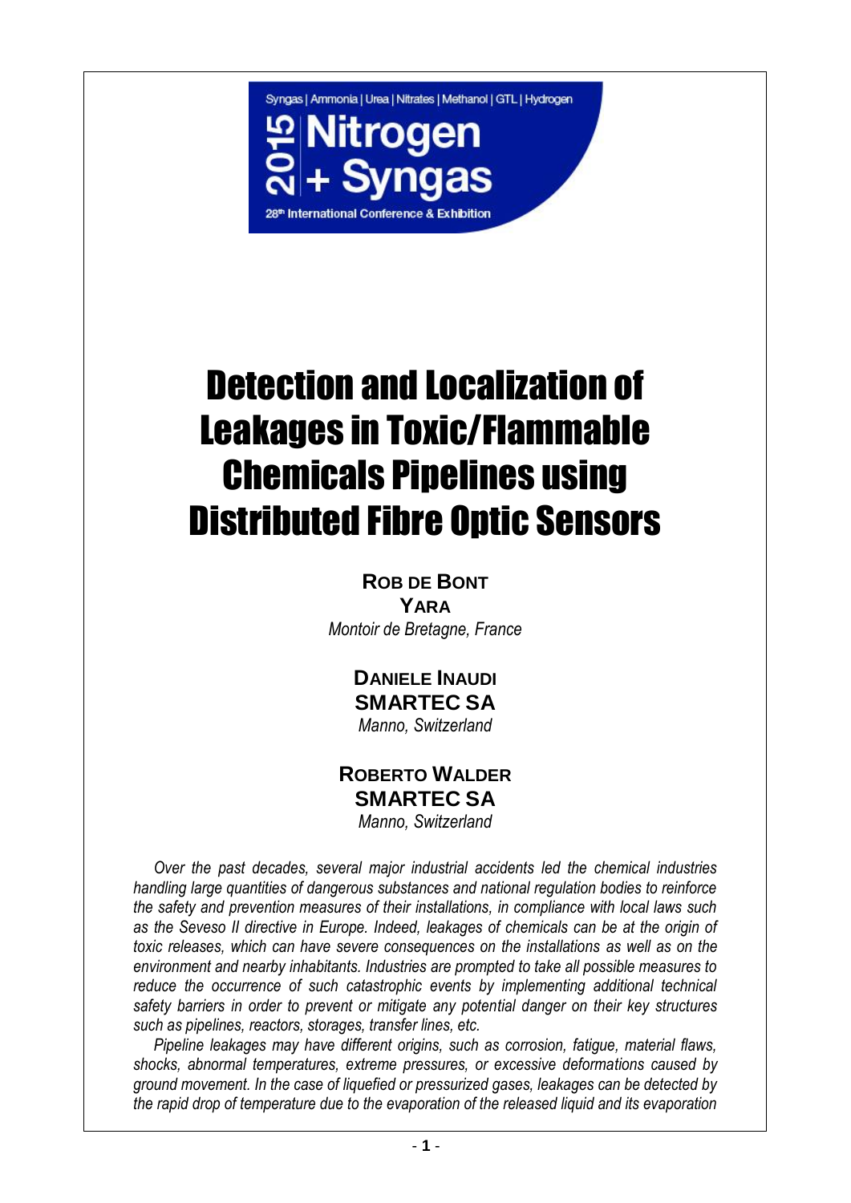Syngas | Ammonia | Urea | Nitrates | Methanol | GTL | Hydrogen

2015 Nitrogen + Syngas

28th International Conference & Exhibition

# Detection and Localization of Leakages in Toxic/Flammable Chemicals Pipelines using Distributed Fibre Optic Sensors

**Rob de Bont**
**Yara**
*Montoir de Bretagne, France*

**Daniele Inaudi**
**SMARTEC SA**
*Manno, Switzerland*

**Roberto Walder**
**SMARTEC SA**
*Manno, Switzerland*

*Over the past decades, several major industrial accidents led the chemical industries handling large quantities of dangerous substances and national regulation bodies to reinforce the safety and prevention measures of their installations, in compliance with local laws such as the Seveso II directive in Europe. Indeed, leakages of chemicals can be at the origin of toxic releases, which can have severe consequences on the installations as well as on the environment and nearby inhabitants. Industries are prompted to take all possible measures to reduce the occurrence of such catastrophic events by implementing additional technical safety barriers in order to prevent or mitigate any potential danger on their key structures such as pipelines, reactors, storages, transfer lines, etc.*

*Pipeline leakages may have different origins, such as corrosion, fatigue, material flaws, shocks, abnormal temperatures, extreme pressures, or excessive deformations caused by ground movement. In the case of liquefied or pressurized gases, leakages can be detected by the rapid drop of temperature due to the evaporation of the released liquid and its evaporation*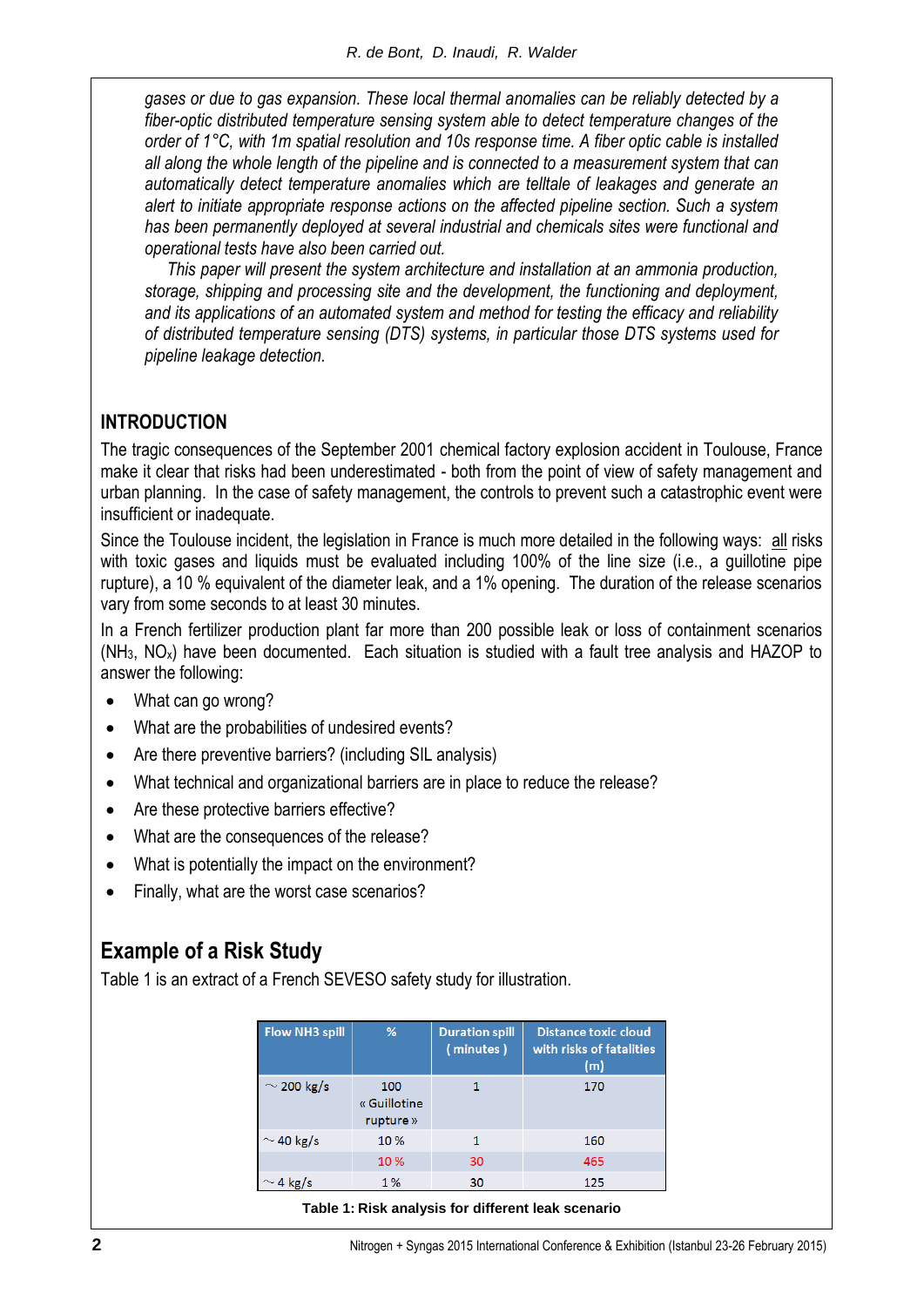*gases or due to gas expansion. These local thermal anomalies can be reliably detected by a fiber-optic distributed temperature sensing system able to detect temperature changes of the order of 1°C, with 1m spatial resolution and 10s response time. A fiber optic cable is installed all along the whole length of the pipeline and is connected to a measurement system that can automatically detect temperature anomalies which are telltale of leakages and generate an alert to initiate appropriate response actions on the affected pipeline section. Such a system has been permanently deployed at several industrial and chemicals sites were functional and operational tests have also been carried out.*

*This paper will present the system architecture and installation at an ammonia production, storage, shipping and processing site and the development, the functioning and deployment, and its applications of an automated system and method for testing the efficacy and reliability of distributed temperature sensing (DTS) systems, in particular those DTS systems used for pipeline leakage detection.*

## INTRODUCTION

The tragic consequences of the September 2001 chemical factory explosion accident in Toulouse, France make it clear that risks had been underestimated - both from the point of view of safety management and urban planning. In the case of safety management, the controls to prevent such a catastrophic event were insufficient or inadequate.

Since the Toulouse incident, the legislation in France is much more detailed in the following ways: all risks with toxic gases and liquids must be evaluated including 100% of the line size (i.e., a guillotine pipe rupture), a 10 % equivalent of the diameter leak, and a 1% opening. The duration of the release scenarios vary from some seconds to at least 30 minutes.

In a French fertilizer production plant far more than 200 possible leak or loss of containment scenarios ($NH_3$, $NO_x$) have been documented. Each situation is studied with a fault tree analysis and HAZOP to answer the following:

- What can go wrong?
- What are the probabilities of undesired events?
- Are there preventive barriers? (including SIL analysis)
- What technical and organizational barriers are in place to reduce the release?
- Are these protective barriers effective?
- What are the consequences of the release?
- What is potentially the impact on the environment?
- Finally, what are the worst case scenarios?

## Example of a Risk Study

Table 1 is an extract of a French SEVESO safety study for illustration.

| Flow NH3 spill | % | Duration spill ( minutes ) | Distance toxic cloud with risks of fatalities (m) |
|---|---|---|---|
| ~ 200 kg/s | 100 « Guillotine rupture » | 1 | 170 |
| ~ 40 kg/s | 10 % | 1 | 160 |
| | 10 % | 30 | 465 |
| ~ 4 kg/s | 1 % | 30 | 125 |

**Table 1: Risk analysis for different leak scenario**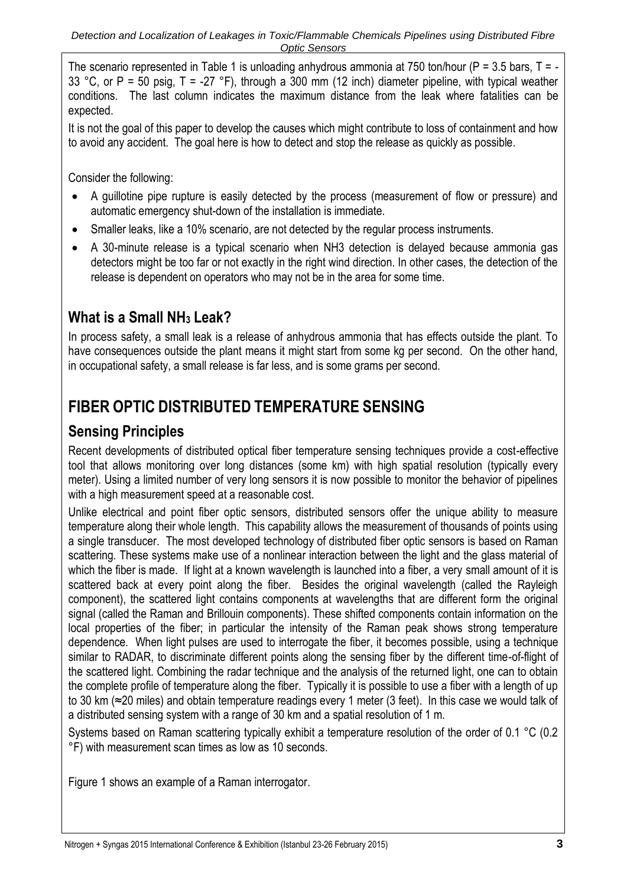The scenario represented in Table 1 is unloading anhydrous ammonia at 750 ton/hour (P = 3.5 bars, T = -33 °C, or P = 50 psig, T = -27 °F), through a 300 mm (12 inch) diameter pipeline, with typical weather conditions. The last column indicates the maximum distance from the leak where fatalities can be expected.

It is not the goal of this paper to develop the causes which might contribute to loss of containment and how to avoid any accident. The goal here is how to detect and stop the release as quickly as possible.

Consider the following:

- A guillotine pipe rupture is easily detected by the process (measurement of flow or pressure) and automatic emergency shut-down of the installation is immediate.
- Smaller leaks, like a 10% scenario, are not detected by the regular process instruments.
- A 30-minute release is a typical scenario when NH3 detection is delayed because ammonia gas detectors might be too far or not exactly in the right wind direction. In other cases, the detection of the release is dependent on operators who may not be in the area for some time.

## What is a Small $NH_3$ Leak?

In process safety, a small leak is a release of anhydrous ammonia that has effects outside the plant. To have consequences outside the plant means it might start from some kg per second. On the other hand, in occupational safety, a small release is far less, and is some grams per second.

# FIBER OPTIC DISTRIBUTED TEMPERATURE SENSING

## Sensing Principles

Recent developments of distributed optical fiber temperature sensing techniques provide a cost-effective tool that allows monitoring over long distances (some km) with high spatial resolution (typically every meter). Using a limited number of very long sensors it is now possible to monitor the behavior of pipelines with a high measurement speed at a reasonable cost.

Unlike electrical and point fiber optic sensors, distributed sensors offer the unique ability to measure temperature along their whole length. This capability allows the measurement of thousands of points using a single transducer. The most developed technology of distributed fiber optic sensors is based on Raman scattering. These systems make use of a nonlinear interaction between the light and the glass material of which the fiber is made. If light at a known wavelength is launched into a fiber, a very small amount of it is scattered back at every point along the fiber. Besides the original wavelength (called the Rayleigh component), the scattered light contains components at wavelengths that are different form the original signal (called the Raman and Brillouin components). These shifted components contain information on the local properties of the fiber; in particular the intensity of the Raman peak shows strong temperature dependence. When light pulses are used to interrogate the fiber, it becomes possible, using a technique similar to RADAR, to discriminate different points along the sensing fiber by the different time-of-flight of the scattered light. Combining the radar technique and the analysis of the returned light, one can to obtain the complete profile of temperature along the fiber. Typically it is possible to use a fiber with a length of up to 30 km (≈20 miles) and obtain temperature readings every 1 meter (3 feet). In this case we would talk of a distributed sensing system with a range of 30 km and a spatial resolution of 1 m.

Systems based on Raman scattering typically exhibit a temperature resolution of the order of 0.1 °C (0.2 °F) with measurement scan times as low as 10 seconds.

Figure 1 shows an example of a Raman interrogator.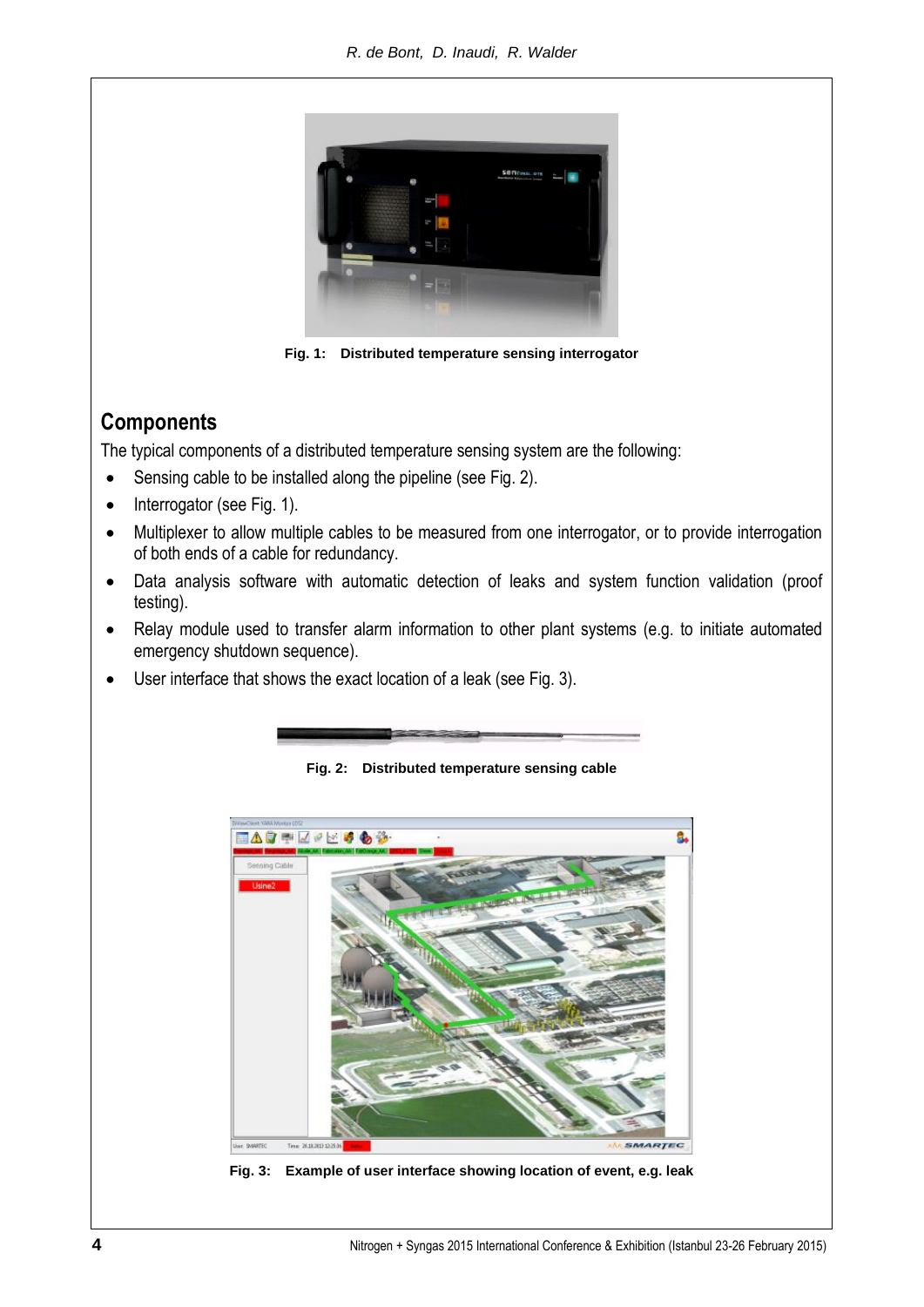Fig. 1: Distributed temperature sensing interrogator

## Components

The typical components of a distributed temperature sensing system are the following:

- Sensing cable to be installed along the pipeline (see Fig. 2).
- Interrogator (see Fig. 1).
- Multiplexer to allow multiple cables to be measured from one interrogator, or to provide interrogation of both ends of a cable for redundancy.
- Data analysis software with automatic detection of leaks and system function validation (proof testing).
- Relay module used to transfer alarm information to other plant systems (e.g. to initiate automated emergency shutdown sequence).
- User interface that shows the exact location of a leak (see Fig. 3).

Fig. 2: Distributed temperature sensing cable

Fig. 3: Example of user interface showing location of event, e.g. leak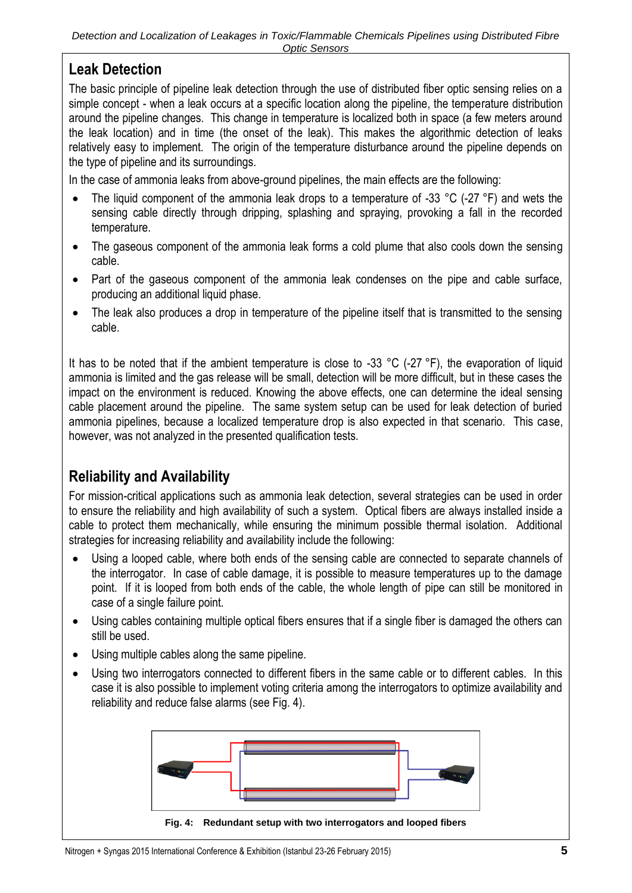## Leak Detection

The basic principle of pipeline leak detection through the use of distributed fiber optic sensing relies on a simple concept - when a leak occurs at a specific location along the pipeline, the temperature distribution around the pipeline changes. This change in temperature is localized both in space (a few meters around the leak location) and in time (the onset of the leak). This makes the algorithmic detection of leaks relatively easy to implement. The origin of the temperature disturbance around the pipeline depends on the type of pipeline and its surroundings.

In the case of ammonia leaks from above-ground pipelines, the main effects are the following:

- The liquid component of the ammonia leak drops to a temperature of -33 °C (-27 °F) and wets the sensing cable directly through dripping, splashing and spraying, provoking a fall in the recorded temperature.
- The gaseous component of the ammonia leak forms a cold plume that also cools down the sensing cable.
- Part of the gaseous component of the ammonia leak condenses on the pipe and cable surface, producing an additional liquid phase.
- The leak also produces a drop in temperature of the pipeline itself that is transmitted to the sensing cable.

It has to be noted that if the ambient temperature is close to -33 °C (-27 °F), the evaporation of liquid ammonia is limited and the gas release will be small, detection will be more difficult, but in these cases the impact on the environment is reduced. Knowing the above effects, one can determine the ideal sensing cable placement around the pipeline. The same system setup can be used for leak detection of buried ammonia pipelines, because a localized temperature drop is also expected in that scenario. This case, however, was not analyzed in the presented qualification tests.

## Reliability and Availability

For mission-critical applications such as ammonia leak detection, several strategies can be used in order to ensure the reliability and high availability of such a system. Optical fibers are always installed inside a cable to protect them mechanically, while ensuring the minimum possible thermal isolation. Additional strategies for increasing reliability and availability include the following:

- Using a looped cable, where both ends of the sensing cable are connected to separate channels of the interrogator. In case of cable damage, it is possible to measure temperatures up to the damage point. If it is looped from both ends of the cable, the whole length of pipe can still be monitored in case of a single failure point.
- Using cables containing multiple optical fibers ensures that if a single fiber is damaged the others can still be used.
- Using multiple cables along the same pipeline.
- Using two interrogators connected to different fibers in the same cable or to different cables. In this case it is also possible to implement voting criteria among the interrogators to optimize availability and reliability and reduce false alarms (see Fig. 4).

**Fig. 4: Redundant setup with two interrogators and looped fibers**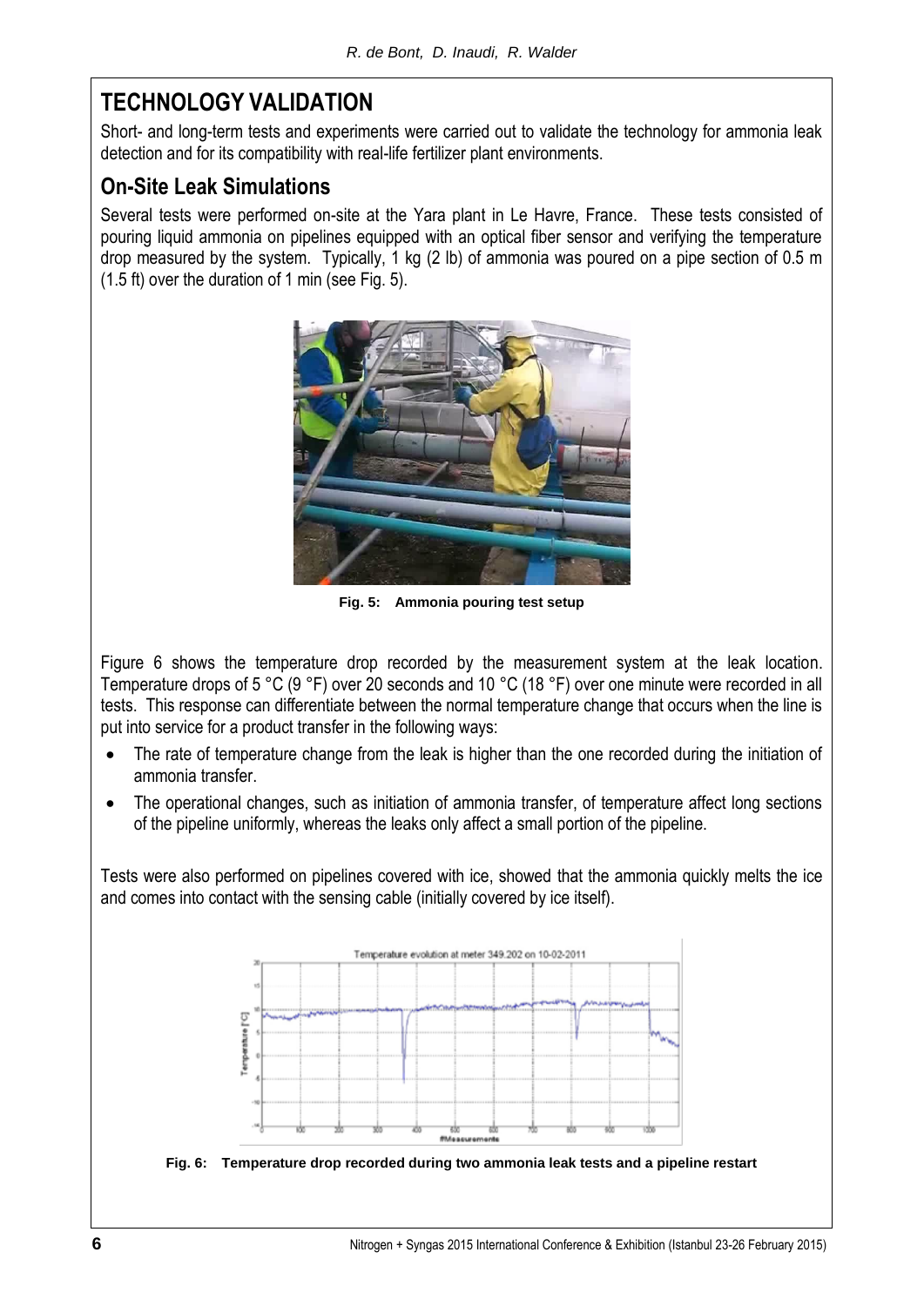# TECHNOLOGY VALIDATION

Short- and long-term tests and experiments were carried out to validate the technology for ammonia leak detection and for its compatibility with real-life fertilizer plant environments.

## On-Site Leak Simulations

Several tests were performed on-site at the Yara plant in Le Havre, France. These tests consisted of pouring liquid ammonia on pipelines equipped with an optical fiber sensor and verifying the temperature drop measured by the system. Typically, 1 kg (2 lb) of ammonia was poured on a pipe section of 0.5 m (1.5 ft) over the duration of 1 min (see Fig. 5).

**Fig. 5: Ammonia pouring test setup**

Figure 6 shows the temperature drop recorded by the measurement system at the leak location. Temperature drops of 5 °C (9 °F) over 20 seconds and 10 °C (18 °F) over one minute were recorded in all tests. This response can differentiate between the normal temperature change that occurs when the line is put into service for a product transfer in the following ways:

- The rate of temperature change from the leak is higher than the one recorded during the initiation of ammonia transfer.
- The operational changes, such as initiation of ammonia transfer, of temperature affect long sections of the pipeline uniformly, whereas the leaks only affect a small portion of the pipeline.

Tests were also performed on pipelines covered with ice, showed that the ammonia quickly melts the ice and comes into contact with the sensing cable (initially covered by ice itself).

**Fig. 6: Temperature drop recorded during two ammonia leak tests and a pipeline restart**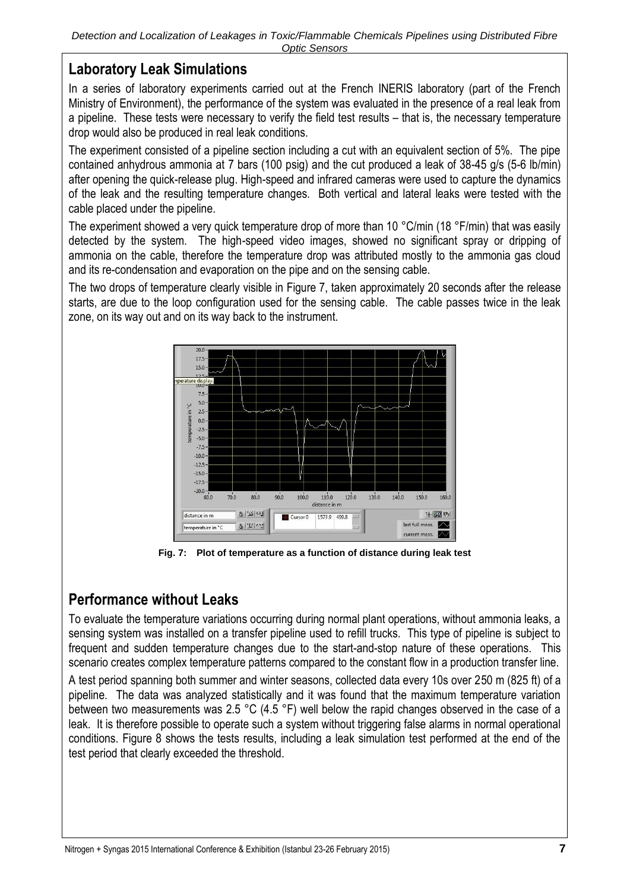## Laboratory Leak Simulations

In a series of laboratory experiments carried out at the French INERIS laboratory (part of the French Ministry of Environment), the performance of the system was evaluated in the presence of a real leak from a pipeline. These tests were necessary to verify the field test results – that is, the necessary temperature drop would also be produced in real leak conditions.

The experiment consisted of a pipeline section including a cut with an equivalent section of 5%. The pipe contained anhydrous ammonia at 7 bars (100 psig) and the cut produced a leak of 38-45 g/s (5-6 lb/min) after opening the quick-release plug. High-speed and infrared cameras were used to capture the dynamics of the leak and the resulting temperature changes. Both vertical and lateral leaks were tested with the cable placed under the pipeline.

The experiment showed a very quick temperature drop of more than 10 °C/min (18 °F/min) that was easily detected by the system. The high-speed video images, showed no significant spray or dripping of ammonia on the cable, therefore the temperature drop was attributed mostly to the ammonia gas cloud and its re-condensation and evaporation on the pipe and on the sensing cable.

The two drops of temperature clearly visible in Figure 7, taken approximately 20 seconds after the release starts, are due to the loop configuration used for the sensing cable. The cable passes twice in the leak zone, on its way out and on its way back to the instrument.

**Fig. 7: Plot of temperature as a function of distance during leak test**

## Performance without Leaks

To evaluate the temperature variations occurring during normal plant operations, without ammonia leaks, a sensing system was installed on a transfer pipeline used to refill trucks. This type of pipeline is subject to frequent and sudden temperature changes due to the start-and-stop nature of these operations. This scenario creates complex temperature patterns compared to the constant flow in a production transfer line.

A test period spanning both summer and winter seasons, collected data every 10s over 250 m (825 ft) of a pipeline. The data was analyzed statistically and it was found that the maximum temperature variation between two measurements was 2.5 °C (4.5 °F) well below the rapid changes observed in the case of a leak. It is therefore possible to operate such a system without triggering false alarms in normal operational conditions. Figure 8 shows the tests results, including a leak simulation test performed at the end of the test period that clearly exceeded the threshold.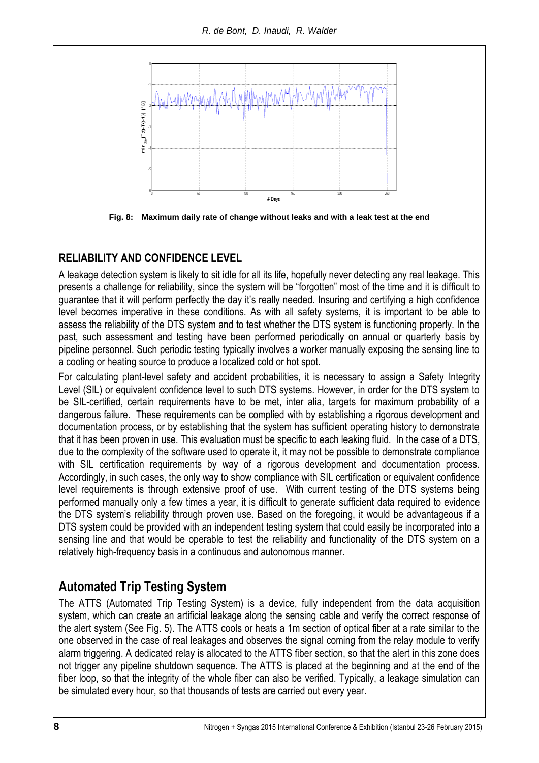0
-1
-2
-3
-4
-5
-6

$\min_{day}[T(t)-T(t-1)]$ [°C]

0 50 100 150 200 250

# Days

**Fig. 8: Maximum daily rate of change without leaks and with a leak test at the end**

## RELIABILITY AND CONFIDENCE LEVEL

A leakage detection system is likely to sit idle for all its life, hopefully never detecting any real leakage. This presents a challenge for reliability, since the system will be "forgotten" most of the time and it is difficult to guarantee that it will perform perfectly the day it's really needed. Insuring and certifying a high confidence level becomes imperative in these conditions. As with all safety systems, it is important to be able to assess the reliability of the DTS system and to test whether the DTS system is functioning properly. In the past, such assessment and testing have been performed periodically on annual or quarterly basis by pipeline personnel. Such periodic testing typically involves a worker manually exposing the sensing line to a cooling or heating source to produce a localized cold or hot spot.

For calculating plant-level safety and accident probabilities, it is necessary to assign a Safety Integrity Level (SIL) or equivalent confidence level to such DTS systems. However, in order for the DTS system to be SIL-certified, certain requirements have to be met, inter alia, targets for maximum probability of a dangerous failure. These requirements can be complied with by establishing a rigorous development and documentation process, or by establishing that the system has sufficient operating history to demonstrate that it has been proven in use. This evaluation must be specific to each leaking fluid. In the case of a DTS, due to the complexity of the software used to operate it, it may not be possible to demonstrate compliance with SIL certification requirements by way of a rigorous development and documentation process. Accordingly, in such cases, the only way to show compliance with SIL certification or equivalent confidence level requirements is through extensive proof of use. With current testing of the DTS systems being performed manually only a few times a year, it is difficult to generate sufficient data required to evidence the DTS system's reliability through proven use. Based on the foregoing, it would be advantageous if a DTS system could be provided with an independent testing system that could easily be incorporated into a sensing line and that would be operable to test the reliability and functionality of the DTS system on a relatively high-frequency basis in a continuous and autonomous manner.

## Automated Trip Testing System

The ATTS (Automated Trip Testing System) is a device, fully independent from the data acquisition system, which can create an artificial leakage along the sensing cable and verify the correct response of the alert system (See Fig. 5). The ATTS cools or heats a 1m section of optical fiber at a rate similar to the one observed in the case of real leakages and observes the signal coming from the relay module to verify alarm triggering. A dedicated relay is allocated to the ATTS fiber section, so that the alert in this zone does not trigger any pipeline shutdown sequence. The ATTS is placed at the beginning and at the end of the fiber loop, so that the integrity of the whole fiber can also be verified. Typically, a leakage simulation can be simulated every hour, so that thousands of tests are carried out every year.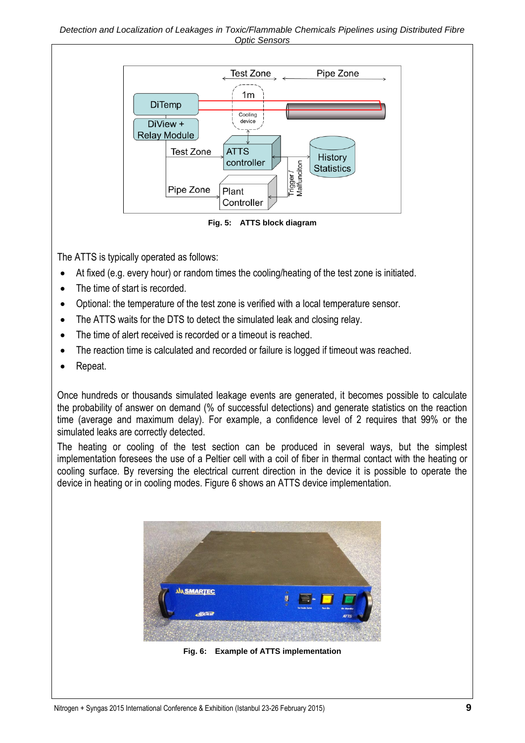Fig. 5: ATTS block diagram

The ATTS is typically operated as follows:

- At fixed (e.g. every hour) or random times the cooling/heating of the test zone is initiated.
- The time of start is recorded.
- Optional: the temperature of the test zone is verified with a local temperature sensor.
- The ATTS waits for the DTS to detect the simulated leak and closing relay.
- The time of alert received is recorded or a timeout is reached.
- The reaction time is calculated and recorded or failure is logged if timeout was reached.
- Repeat.

Once hundreds or thousands simulated leakage events are generated, it becomes possible to calculate the probability of answer on demand (% of successful detections) and generate statistics on the reaction time (average and maximum delay). For example, a confidence level of 2 requires that 99% or the simulated leaks are correctly detected.

The heating or cooling of the test section can be produced in several ways, but the simplest implementation foresees the use of a Peltier cell with a coil of fiber in thermal contact with the heating or cooling surface. By reversing the electrical current direction in the device it is possible to operate the device in heating or in cooling modes. Figure 6 shows an ATTS device implementation.

Fig. 6: Example of ATTS implementation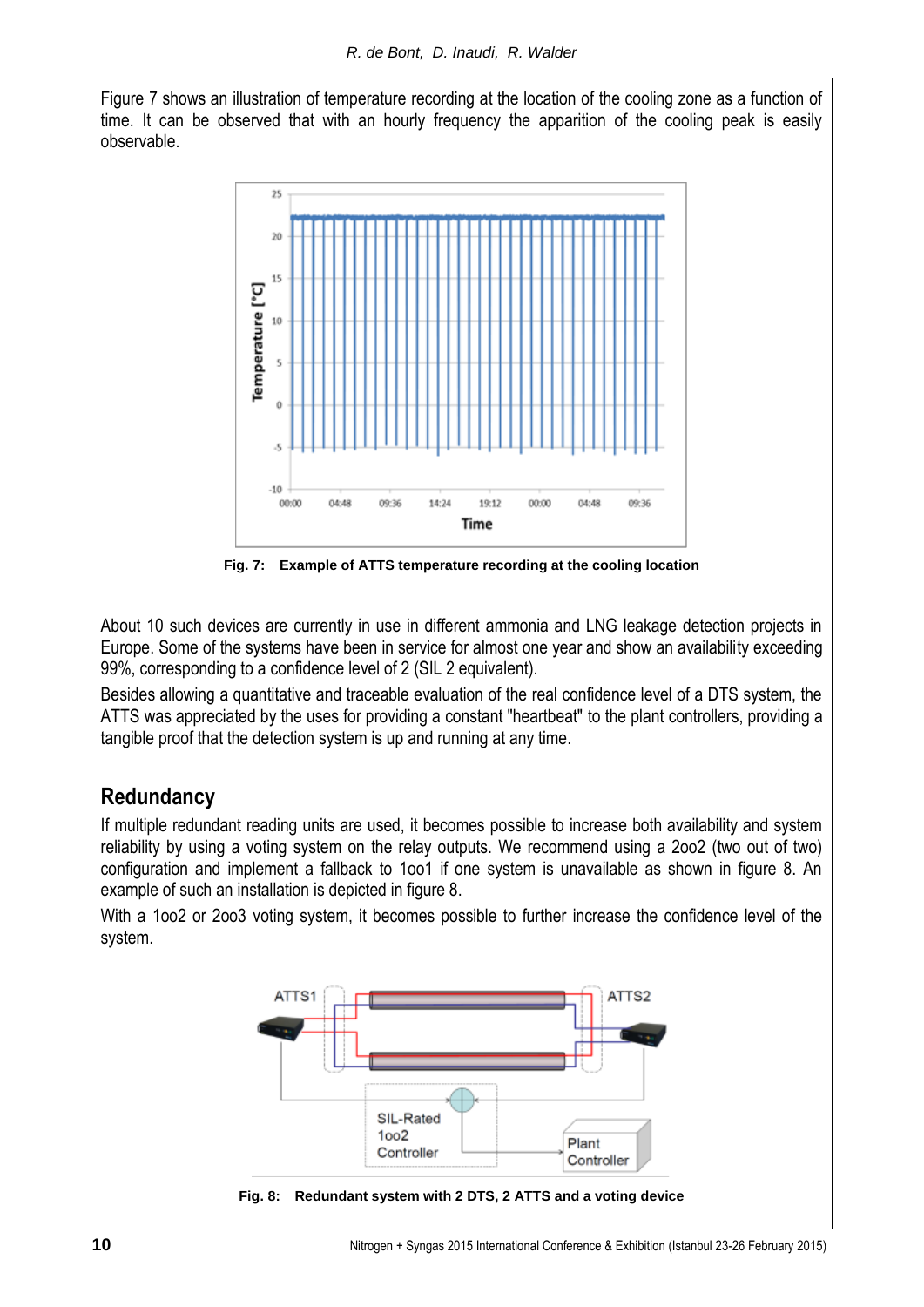Figure 7 shows an illustration of temperature recording at the location of the cooling zone as a function of time. It can be observed that with an hourly frequency the apparition of the cooling peak is easily observable.

**Fig. 7: Example of ATTS temperature recording at the cooling location**

About 10 such devices are currently in use in different ammonia and LNG leakage detection projects in Europe. Some of the systems have been in service for almost one year and show an availability exceeding 99%, corresponding to a confidence level of 2 (SIL 2 equivalent).

Besides allowing a quantitative and traceable evaluation of the real confidence level of a DTS system, the ATTS was appreciated by the uses for providing a constant "heartbeat" to the plant controllers, providing a tangible proof that the detection system is up and running at any time.

## Redundancy

If multiple redundant reading units are used, it becomes possible to increase both availability and system reliability by using a voting system on the relay outputs. We recommend using a 2oo2 (two out of two) configuration and implement a fallback to 1oo1 if one system is unavailable as shown in figure 8. An example of such an installation is depicted in figure 8.

With a 1oo2 or 2oo3 voting system, it becomes possible to further increase the confidence level of the system.

**Fig. 8: Redundant system with 2 DTS, 2 ATTS and a voting device**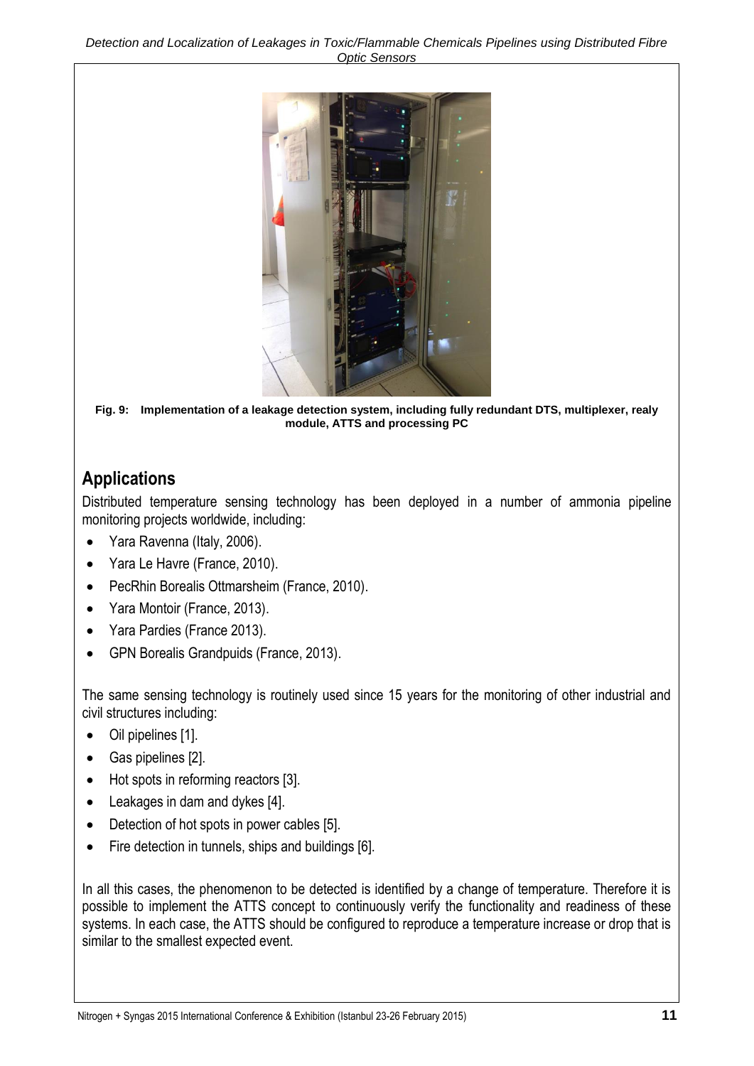Fig. 9: Implementation of a leakage detection system, including fully redundant DTS, multiplexer, realy module, ATTS and processing PC

## Applications

Distributed temperature sensing technology has been deployed in a number of ammonia pipeline monitoring projects worldwide, including:

- Yara Ravenna (Italy, 2006).
- Yara Le Havre (France, 2010).
- PecRhin Borealis Ottmarsheim (France, 2010).
- Yara Montoir (France, 2013).
- Yara Pardies (France 2013).
- GPN Borealis Grandpuids (France, 2013).

The same sensing technology is routinely used since 15 years for the monitoring of other industrial and civil structures including:

- Oil pipelines [1].
- Gas pipelines [2].
- Hot spots in reforming reactors [3].
- Leakages in dam and dykes [4].
- Detection of hot spots in power cables [5].
- Fire detection in tunnels, ships and buildings [6].

In all this cases, the phenomenon to be detected is identified by a change of temperature. Therefore it is possible to implement the ATTS concept to continuously verify the functionality and readiness of these systems. In each case, the ATTS should be configured to reproduce a temperature increase or drop that is similar to the smallest expected event.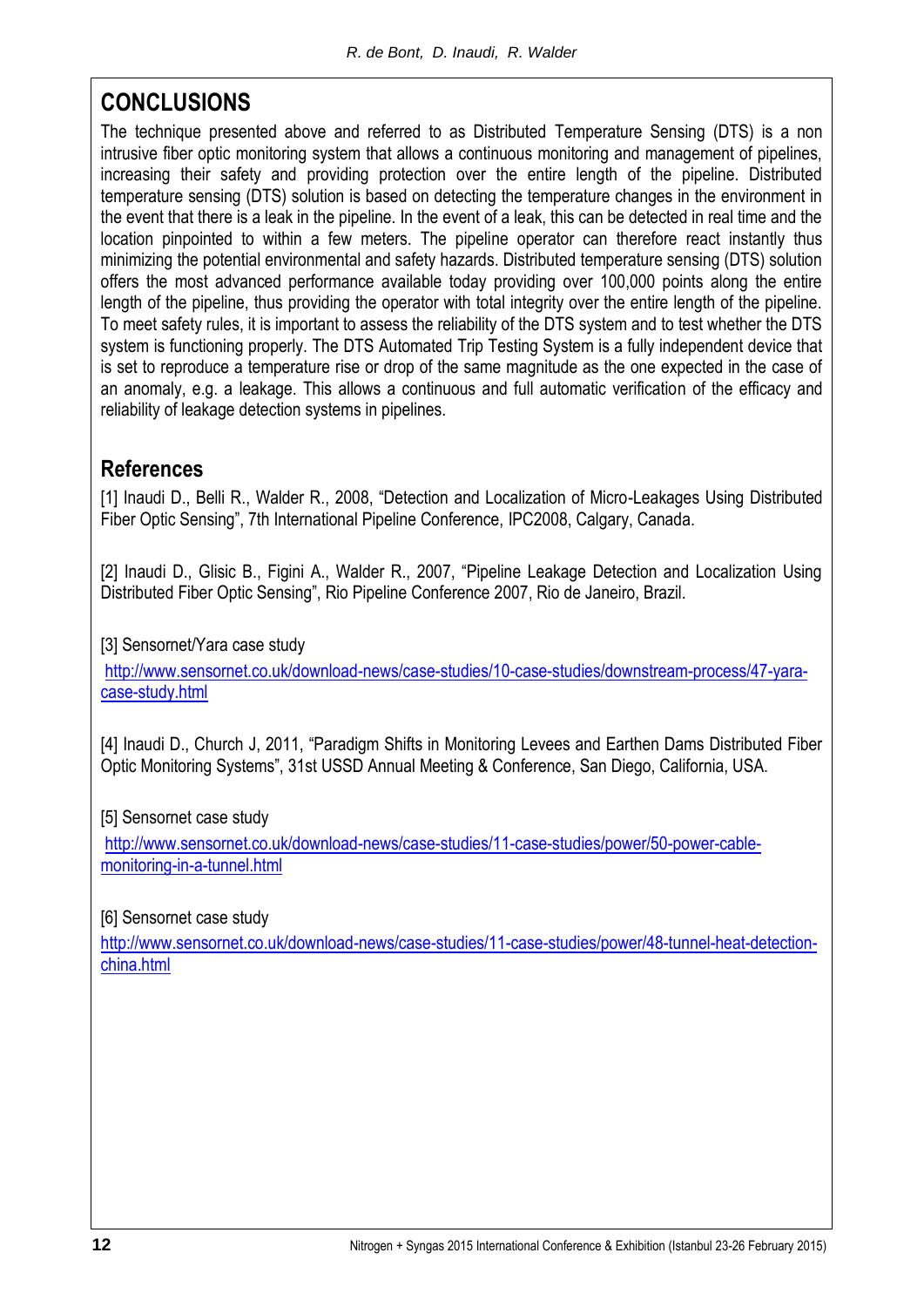# CONCLUSIONS

The technique presented above and referred to as Distributed Temperature Sensing (DTS) is a non intrusive fiber optic monitoring system that allows a continuous monitoring and management of pipelines, increasing their safety and providing protection over the entire length of the pipeline. Distributed temperature sensing (DTS) solution is based on detecting the temperature changes in the environment in the event that there is a leak in the pipeline. In the event of a leak, this can be detected in real time and the location pinpointed to within a few meters. The pipeline operator can therefore react instantly thus minimizing the potential environmental and safety hazards. Distributed temperature sensing (DTS) solution offers the most advanced performance available today providing over 100,000 points along the entire length of the pipeline, thus providing the operator with total integrity over the entire length of the pipeline. To meet safety rules, it is important to assess the reliability of the DTS system and to test whether the DTS system is functioning properly. The DTS Automated Trip Testing System is a fully independent device that is set to reproduce a temperature rise or drop of the same magnitude as the one expected in the case of an anomaly, e.g. a leakage. This allows a continuous and full automatic verification of the efficacy and reliability of leakage detection systems in pipelines.

## References

[1] Inaudi D., Belli R., Walder R., 2008, "Detection and Localization of Micro-Leakages Using Distributed Fiber Optic Sensing", 7th International Pipeline Conference, IPC2008, Calgary, Canada.

[2] Inaudi D., Glisic B., Figini A., Walder R., 2007, "Pipeline Leakage Detection and Localization Using Distributed Fiber Optic Sensing", Rio Pipeline Conference 2007, Rio de Janeiro, Brazil.

[3] Sensornet/Yara case study
http://www.sensornet.co.uk/download-news/case-studies/10-case-studies/downstream-process/47-yara-case-study.html

[4] Inaudi D., Church J, 2011, "Paradigm Shifts in Monitoring Levees and Earthen Dams Distributed Fiber Optic Monitoring Systems", 31st USSD Annual Meeting & Conference, San Diego, California, USA.

[5] Sensornet case study
http://www.sensornet.co.uk/download-news/case-studies/11-case-studies/power/50-power-cable-monitoring-in-a-tunnel.html

[6] Sensornet case study
http://www.sensornet.co.uk/download-news/case-studies/11-case-studies/power/48-tunnel-heat-detection-china.html